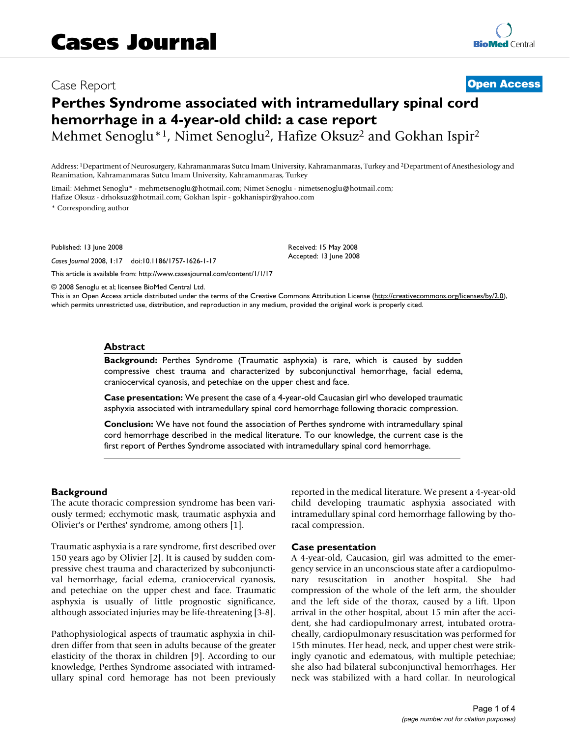Case Report

**Open Access**

# Perthes Syndrome associated with intramedullary spinal cord hemorrhage in a 4-year-old child: a case report

Mehmet Senoglu*[1], Nimet Senoglu[2], Hafize Oksuz[2] and Gokhan Ispir[2]

Address: [1]Department of Neurosurgery, Kahramanmaras Sutcu Imam University, Kahramanmaras, Turkey and [2]Department of Anesthesiology and Reanimation, Kahramanmaras Sutcu Imam University, Kahramanmaras, Turkey

Email: Mehmet Senoglu* - mehmetsenoglu@hotmail.com; Nimet Senoglu - nimetsenoglu@hotmail.com; Hafize Oksuz - drhoksuz@hotmail.com; Gokhan Ispir - gokhanispir@yahoo.com

* Corresponding author

Published: 13 June 2008

*Cases Journal* 2008, **1**:17 doi:10.1186/1757-1626-1-17

Received: 15 May 2008
Accepted: 13 June 2008

This article is available from: http://www.casesjournal.com/content/1/1/17

© 2008 Senoglu et al; licensee BioMed Central Ltd.
This is an Open Access article distributed under the terms of the Creative Commons Attribution License (http://creativecommons.org/licenses/by/2.0), which permits unrestricted use, distribution, and reproduction in any medium, provided the original work is properly cited.

## Abstract

**Background:** Perthes Syndrome (Traumatic asphyxia) is rare, which is caused by sudden compressive chest trauma and characterized by subconjunctival hemorrhage, facial edema, craniocervical cyanosis, and petechiae on the upper chest and face.

**Case presentation:** We present the case of a 4-year-old Caucasian girl who developed traumatic asphyxia associated with intramedullary spinal cord hemorrhage following thoracic compression.

**Conclusion:** We have not found the association of Perthes syndrome with intramedullary spinal cord hemorrhage described in the medical literature. To our knowledge, the current case is the first report of Perthes Syndrome associated with intramedullary spinal cord hemorrhage.

## Background

The acute thoracic compression syndrome has been variously termed; ecchymotic mask, traumatic asphyxia and Olivier's or Perthes' syndrome, among others [1].

Traumatic asphyxia is a rare syndrome, first described over 150 years ago by Olivier [2]. It is caused by sudden compressive chest trauma and characterized by subconjunctival hemorrhage, facial edema, craniocervical cyanosis, and petechiae on the upper chest and face. Traumatic asphyxia is usually of little prognostic significance, although associated injuries may be life-threatening [3-8].

Pathophysiological aspects of traumatic asphyxia in children differ from that seen in adults because of the greater elasticity of the thorax in children [9]. According to our knowledge, Perthes Syndrome associated with intramedullary spinal cord hemorage has not been previously reported in the medical literature. We present a 4-year-old child developing traumatic asphyxia associated with intramedullary spinal cord hemorrhage fallowing by thoracal compression.

## Case presentation

A 4-year-old, Caucasion, girl was admitted to the emergency service in an unconscious state after a cardiopulmonary resuscitation in another hospital. She had compression of the whole of the left arm, the shoulder and the left side of the thorax, caused by a lift. Upon arrival in the other hospital, about 15 min after the accident, she had cardiopulmonary arrest, intubated orotracheally, cardiopulmonary resuscitation was performed for 15th minutes. Her head, neck, and upper chest were strikingly cyanotic and edematous, with multiple petechiae; she also had bilateral subconjunctival hemorrhages. Her neck was stabilized with a hard collar. In neurological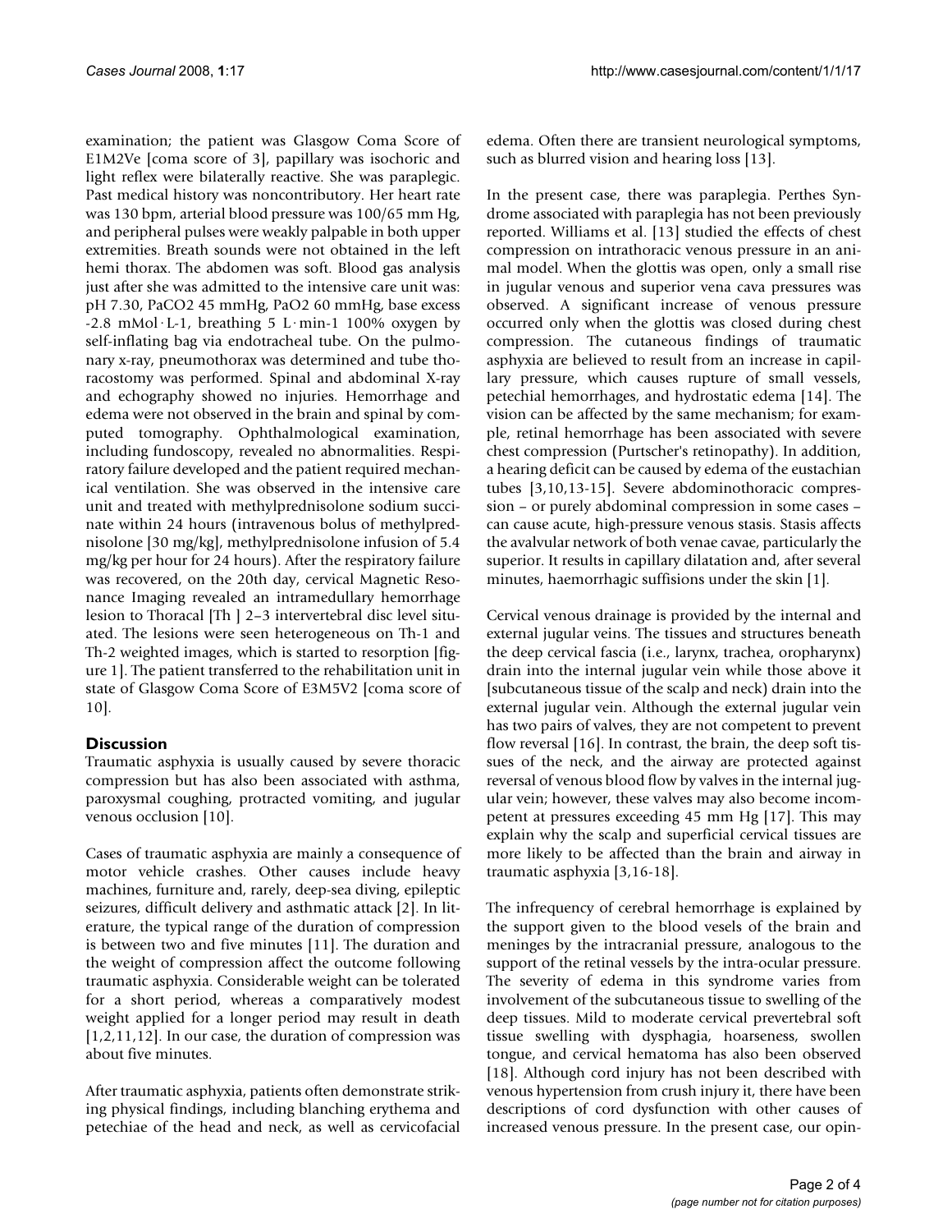examination; the patient was Glasgow Coma Score of E1M2Ve [coma score of 3], papillary was isochoric and light reflex were bilaterally reactive. She was paraplegic. Past medical history was noncontributory. Her heart rate was 130 bpm, arterial blood pressure was 100/65 mm Hg, and peripheral pulses were weakly palpable in both upper extremities. Breath sounds were not obtained in the left hemi thorax. The abdomen was soft. Blood gas analysis just after she was admitted to the intensive care unit was: pH 7.30, PaCO2 45 mmHg, PaO2 60 mmHg, base excess -2.8 mMol·L-1, breathing 5 L·min-1 100% oxygen by self-inflating bag via endotracheal tube. On the pulmonary x-ray, pneumothorax was determined and tube thoracostomy was performed. Spinal and abdominal X-ray and echography showed no injuries. Hemorrhage and edema were not observed in the brain and spinal by computed tomography. Ophthalmological examination, including fundoscopy, revealed no abnormalities. Respiratory failure developed and the patient required mechanical ventilation. She was observed in the intensive care unit and treated with methylprednisolone sodium succinate within 24 hours (intravenous bolus of methylprednisolone [30 mg/kg], methylprednisolone infusion of 5.4 mg/kg per hour for 24 hours). After the respiratory failure was recovered, on the 20th day, cervical Magnetic Resonance Imaging revealed an intramedullary hemorrhage lesion to Thoracal [Th ] 2–3 intervertebral disc level situated. The lesions were seen heterogeneous on Th-1 and Th-2 weighted images, which is started to resorption [figure 1]. The patient transferred to the rehabilitation unit in state of Glasgow Coma Score of E3M5V2 [coma score of 10].

## Discussion

Traumatic asphyxia is usually caused by severe thoracic compression but has also been associated with asthma, paroxysmal coughing, protracted vomiting, and jugular venous occlusion [10].

Cases of traumatic asphyxia are mainly a consequence of motor vehicle crashes. Other causes include heavy machines, furniture and, rarely, deep-sea diving, epileptic seizures, difficult delivery and asthmatic attack [2]. In literature, the typical range of the duration of compression is between two and five minutes [11]. The duration and the weight of compression affect the outcome following traumatic asphyxia. Considerable weight can be tolerated for a short period, whereas a comparatively modest weight applied for a longer period may result in death [1,2,11,12]. In our case, the duration of compression was about five minutes.

After traumatic asphyxia, patients often demonstrate striking physical findings, including blanching erythema and petechiae of the head and neck, as well as cervicofacial edema. Often there are transient neurological symptoms, such as blurred vision and hearing loss [13].

In the present case, there was paraplegia. Perthes Syndrome associated with paraplegia has not been previously reported. Williams et al. [13] studied the effects of chest compression on intrathoracic venous pressure in an animal model. When the glottis was open, only a small rise in jugular venous and superior vena cava pressures was observed. A significant increase of venous pressure occurred only when the glottis was closed during chest compression. The cutaneous findings of traumatic asphyxia are believed to result from an increase in capillary pressure, which causes rupture of small vessels, petechial hemorrhages, and hydrostatic edema [14]. The vision can be affected by the same mechanism; for example, retinal hemorrhage has been associated with severe chest compression (Purtscher's retinopathy). In addition, a hearing deficit can be caused by edema of the eustachian tubes [3,10,13-15]. Severe abdominothoracic compression – or purely abdominal compression in some cases – can cause acute, high-pressure venous stasis. Stasis affects the avalvular network of both venae cavae, particularly the superior. It results in capillary dilatation and, after several minutes, haemorrhagic suffisions under the skin [1].

Cervical venous drainage is provided by the internal and external jugular veins. The tissues and structures beneath the deep cervical fascia (i.e., larynx, trachea, oropharynx) drain into the internal jugular vein while those above it [subcutaneous tissue of the scalp and neck) drain into the external jugular vein. Although the external jugular vein has two pairs of valves, they are not competent to prevent flow reversal [16]. In contrast, the brain, the deep soft tissues of the neck, and the airway are protected against reversal of venous blood flow by valves in the internal jugular vein; however, these valves may also become incompetent at pressures exceeding 45 mm Hg [17]. This may explain why the scalp and superficial cervical tissues are more likely to be affected than the brain and airway in traumatic asphyxia [3,16-18].

The infrequency of cerebral hemorrhage is explained by the support given to the blood vesels of the brain and meninges by the intracranial pressure, analogous to the support of the retinal vessels by the intra-ocular pressure. The severity of edema in this syndrome varies from involvement of the subcutaneous tissue to swelling of the deep tissues. Mild to moderate cervical prevertebral soft tissue swelling with dysphagia, hoarseness, swollen tongue, and cervical hematoma has also been observed [18]. Although cord injury has not been described with venous hypertension from crush injury it, there have been descriptions of cord dysfunction with other causes of increased venous pressure. In the present case, our opin-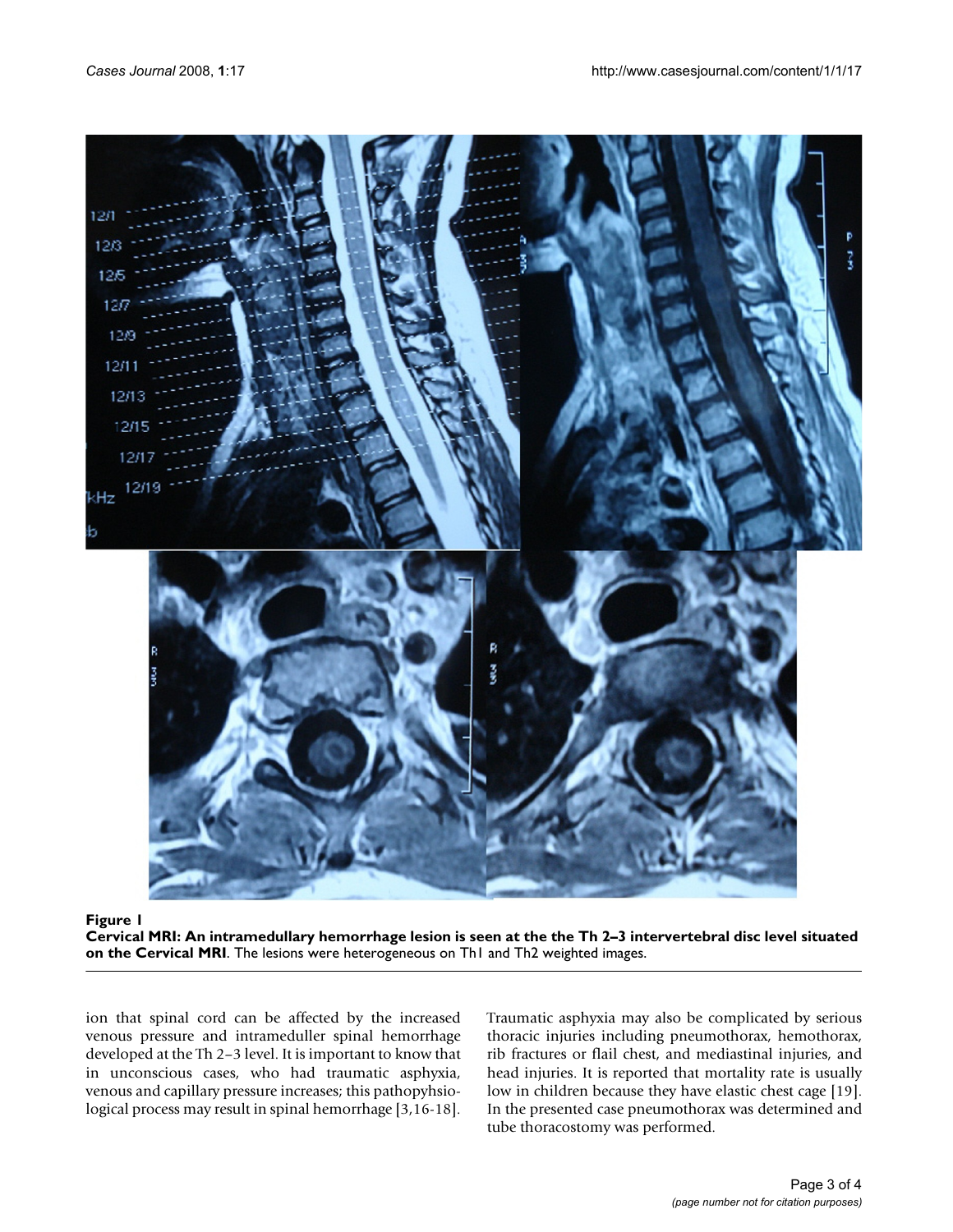**Figure 1**

**Cervical MRI: An intramedullary hemorrhage lesion is seen at the the Th 2–3 intervertebral disc level situated on the Cervical MRI**. The lesions were heterogeneous on Th1 and Th2 weighted images.

ion that spinal cord can be affected by the increased venous pressure and intrameduller spinal hemorrhage developed at the Th 2–3 level. It is important to know that in unconscious cases, who had traumatic asphyxia, venous and capillary pressure increases; this pathopyhsiological process may result in spinal hemorrhage [3,16-18].

Traumatic asphyxia may also be complicated by serious thoracic injuries including pneumothorax, hemothorax, rib fractures or flail chest, and mediastinal injuries, and head injuries. It is reported that mortality rate is usually low in children because they have elastic chest cage [19]. In the presented case pneumothorax was determined and tube thoracostomy was performed.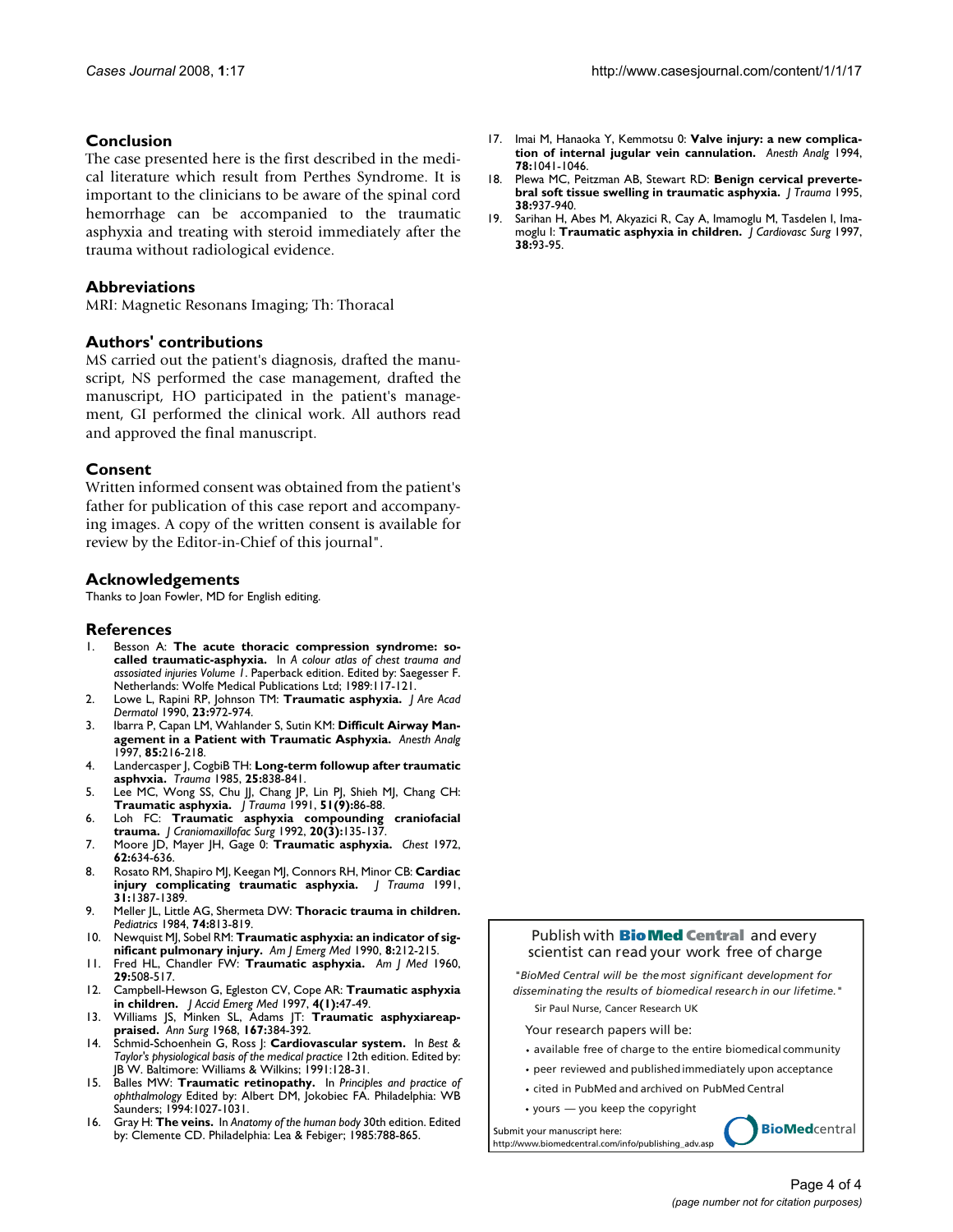## Conclusion

The case presented here is the first described in the medical literature which result from Perthes Syndrome. It is important to the clinicians to be aware of the spinal cord hemorrhage can be accompanied to the traumatic asphyxia and treating with steroid immediately after the trauma without radiological evidence.

## Abbreviations

MRI: Magnetic Resonans Imaging; Th: Thoracal

## Authors' contributions

MS carried out the patient's diagnosis, drafted the manuscript, NS performed the case management, drafted the manuscript, HO participated in the patient's management, GI performed the clinical work. All authors read and approved the final manuscript.

## Consent

Written informed consent was obtained from the patient's father for publication of this case report and accompanying images. A copy of the written consent is available for review by the Editor-in-Chief of this journal".

## Acknowledgements

Thanks to Joan Fowler, MD for English editing.

## References

1. Besson A: **The acute thoracic compression syndrome: so-called traumatic-asphyxia.** In *A colour atlas of chest trauma and assosiated injuries Volume 1*. Paperback edition. Edited by: Saegesser F. Netherlands: Wolfe Medical Publications Ltd; 1989:117-121.
2. Lowe L, Rapini RP, Johnson TM: **Traumatic asphyxia.** *J Are Acad Dermatol* 1990, **23:**972-974.
3. Ibarra P, Capan LM, Wahlander S, Sutin KM: **Difficult Airway Management in a Patient with Traumatic Asphyxia.** *Anesth Analg* 1997, **85:**216-218.
4. Landercasper J, CogbiB TH: **Long-term followup after traumatic asphvxia.** *Trauma* 1985, **25:**838-841.
5. Lee MC, Wong SS, Chu JJ, Chang JP, Lin PJ, Shieh MJ, Chang CH: **Traumatic asphyxia.** *J Trauma* 1991, **51(9):**86-88.
6. Loh FC: **Traumatic asphyxia compounding craniofacial trauma.** *J Craniomaxillofac Surg* 1992, **20(3):**135-137.
7. Moore JD, Mayer JH, Gage 0: **Traumatic asphyxia.** *Chest* 1972, **62:**634-636.
8. Rosato RM, Shapiro MJ, Keegan MJ, Connors RH, Minor CB: **Cardiac injury complicating traumatic asphyxia.** *J Trauma* 1991, **31:**1387-1389.
9. Meller JL, Little AG, Shermeta DW: **Thoracic trauma in children.** *Pediatrics* 1984, **74:**813-819.
10. Newquist MJ, Sobel RM: **Traumatic asphyxia: an indicator of significant pulmonary injury.** *Am J Emerg Med* 1990, **8:**212-215.
11. Fred HL, Chandler FW: **Traumatic asphyxia.** *Am J Med* 1960, **29:**508-517.
12. Campbell-Hewson G, Egleston CV, Cope AR: **Traumatic asphyxia in children.** *J Accid Emerg Med* 1997, **4(1):**47-49.
13. Williams JS, Minken SL, Adams JT: **Traumatic asphyxiareappraised.** *Ann Surg* 1968, **167:**384-392.
14. Schmid-Schoenhein G, Ross J: **Cardiovascular system.** In *Best & Taylor's physiological basis of the medical practice* 12th edition. Edited by: JB W. Baltimore: Williams & Wilkins; 1991:128-31.
15. Balles MW: **Traumatic retinopathy.** In *Principles and practice of ophthalmology* Edited by: Albert DM, Jokobiec FA. Philadelphia: WB Saunders; 1994:1027-1031.
16. Gray H: **The veins.** In *Anatomy of the human body* 30th edition. Edited by: Clemente CD. Philadelphia: Lea & Febiger; 1985:788-865.
17. Imai M, Hanaoka Y, Kemmotsu 0: **Valve injury: a new complication of internal jugular vein cannulation.** *Anesth Analg* 1994, **78:**1041-1046.
18. Plewa MC, Peitzman AB, Stewart RD: **Benign cervical prevertebral soft tissue swelling in traumatic asphyxia.** *J Trauma* 1995, **38:**937-940.
19. Sarihan H, Abes M, Akyazici R, Cay A, Imamoglu M, Tasdelen I, Imamoglu I: **Traumatic asphyxia in children.** *J Cardiovasc Surg* 1997, **38:**93-95.

Publish with **BioMed Central** and every scientist can read your work free of charge

*"BioMed Central will be the most significant development for disseminating the results of biomedical research in our lifetime."*

Sir Paul Nurse, Cancer Research UK

Your research papers will be:

- available free of charge to the entire biomedical community
- peer reviewed and published immediately upon acceptance
- cited in PubMed and archived on PubMed Central
- yours — you keep the copyright

Submit your manuscript here:
http://www.biomedcentral.com/info/publishing_adv.asp

BioMedcentral